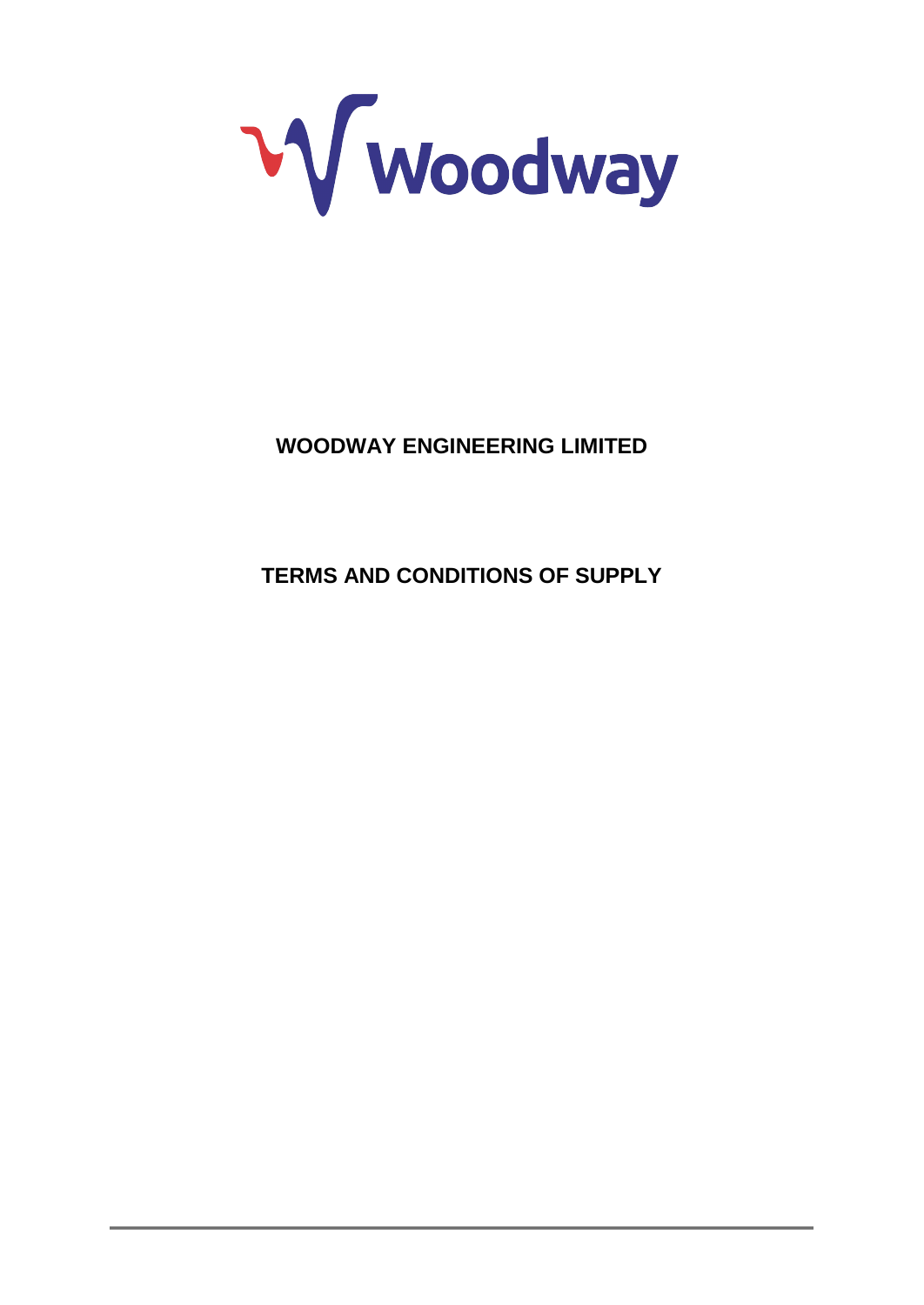# WOODWAY ENGINEERING LIMITED

# TERMS AND CONDITIONS OF SUPPLY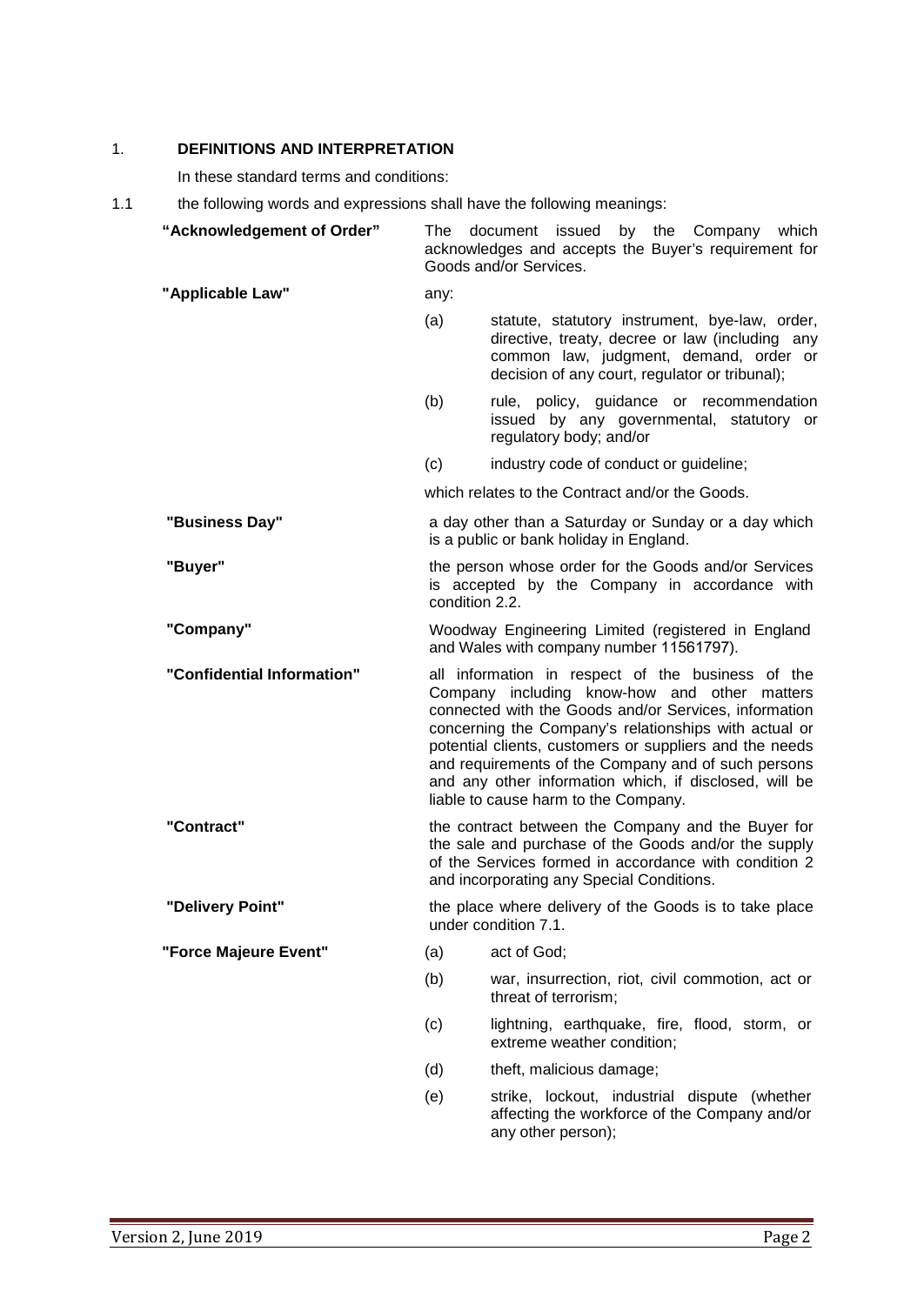## 1. DEFINITIONS AND INTERPRETATION

In these standard terms and conditions:

1.1 the following words and expressions shall have the following meanings:

**"Acknowledgement of Order"** The document issued by the Company which acknowledges and accepts the Buyer's requirement for Goods and/or Services.

**"Applicable Law"** any:

(a) statute, statutory instrument, bye-law, order, directive, treaty, decree or law (including any common law, judgment, demand, order or decision of any court, regulator or tribunal);

(b) rule, policy, guidance or recommendation issued by any governmental, statutory or regulatory body; and/or

(c) industry code of conduct or guideline;

which relates to the Contract and/or the Goods.

**"Business Day"** a day other than a Saturday or Sunday or a day which is a public or bank holiday in England.

**"Buyer"** the person whose order for the Goods and/or Services is accepted by the Company in accordance with condition 2.2.

**"Company"** Woodway Engineering Limited (registered in England and Wales with company number 11561797).

**"Confidential Information"** all information in respect of the business of the Company including know-how and other matters connected with the Goods and/or Services, information concerning the Company's relationships with actual or potential clients, customers or suppliers and the needs and requirements of the Company and of such persons and any other information which, if disclosed, will be liable to cause harm to the Company.

**"Contract"** the contract between the Company and the Buyer for the sale and purchase of the Goods and/or the supply of the Services formed in accordance with condition 2 and incorporating any Special Conditions.

**"Delivery Point"** the place where delivery of the Goods is to take place under condition 7.1.

**"Force Majeure Event"**

(a) act of God;

(b) war, insurrection, riot, civil commotion, act or threat of terrorism;

(c) lightning, earthquake, fire, flood, storm, or extreme weather condition;

(d) theft, malicious damage;

(e) strike, lockout, industrial dispute (whether affecting the workforce of the Company and/or any other person);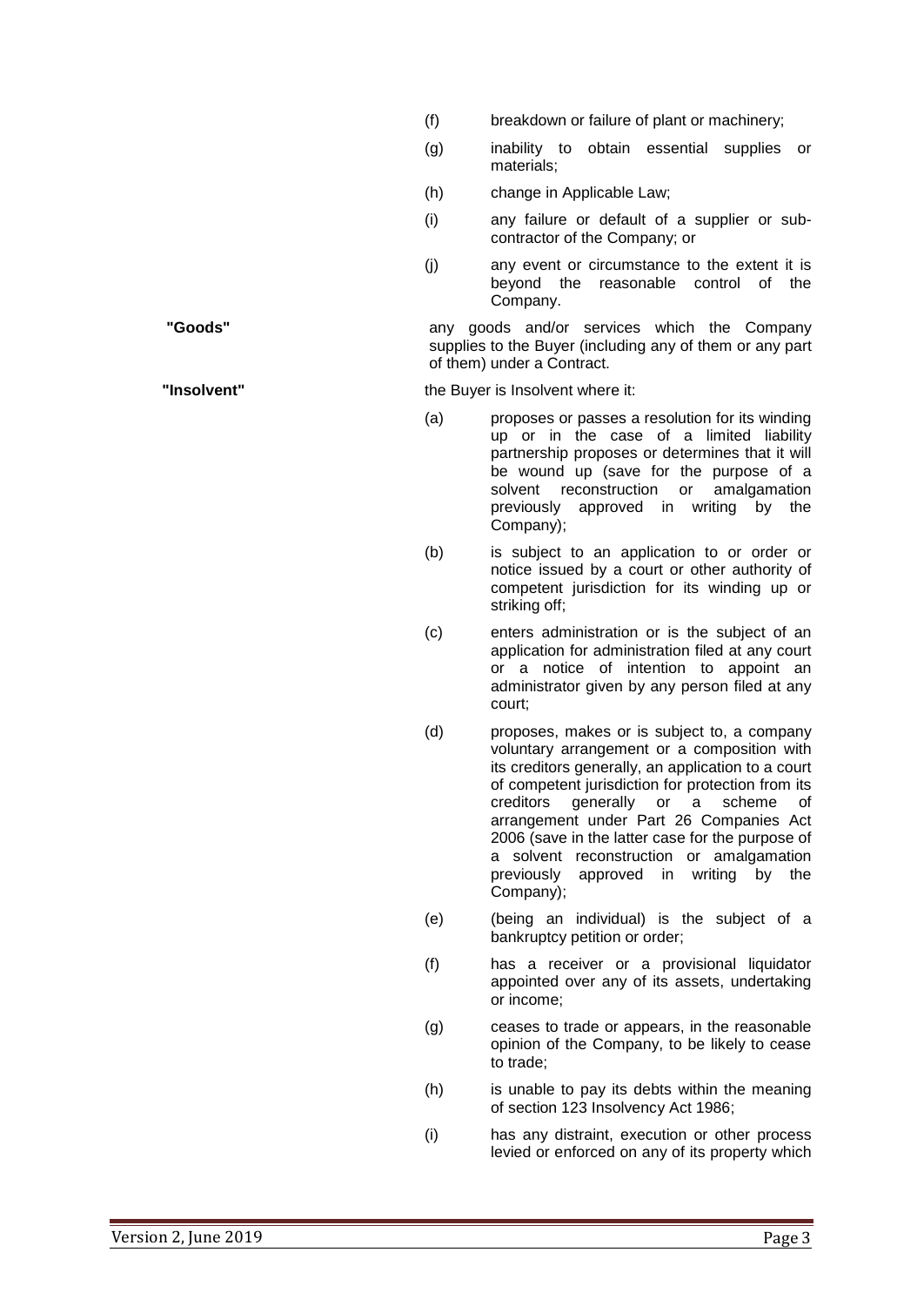(f) breakdown or failure of plant or machinery;

(g) inability to obtain essential supplies or materials;

(h) change in Applicable Law;

(i) any failure or default of a supplier or sub-contractor of the Company; or

(j) any event or circumstance to the extent it is beyond the reasonable control of the Company.

**"Goods"** any goods and/or services which the Company supplies to the Buyer (including any of them or any part of them) under a Contract.

**"Insolvent"** the Buyer is Insolvent where it:

(a) proposes or passes a resolution for its winding up or in the case of a limited liability partnership proposes or determines that it will be wound up (save for the purpose of a solvent reconstruction or amalgamation previously approved in writing by the Company);

(b) is subject to an application to or order or notice issued by a court or other authority of competent jurisdiction for its winding up or striking off;

(c) enters administration or is the subject of an application for administration filed at any court or a notice of intention to appoint an administrator given by any person filed at any court;

(d) proposes, makes or is subject to, a company voluntary arrangement or a composition with its creditors generally, an application to a court of competent jurisdiction for protection from its creditors generally or a scheme of arrangement under Part 26 Companies Act 2006 (save in the latter case for the purpose of a solvent reconstruction or amalgamation previously approved in writing by the Company);

(e) (being an individual) is the subject of a bankruptcy petition or order;

(f) has a receiver or a provisional liquidator appointed over any of its assets, undertaking or income;

(g) ceases to trade or appears, in the reasonable opinion of the Company, to be likely to cease to trade;

(h) is unable to pay its debts within the meaning of section 123 Insolvency Act 1986;

(i) has any distraint, execution or other process levied or enforced on any of its property which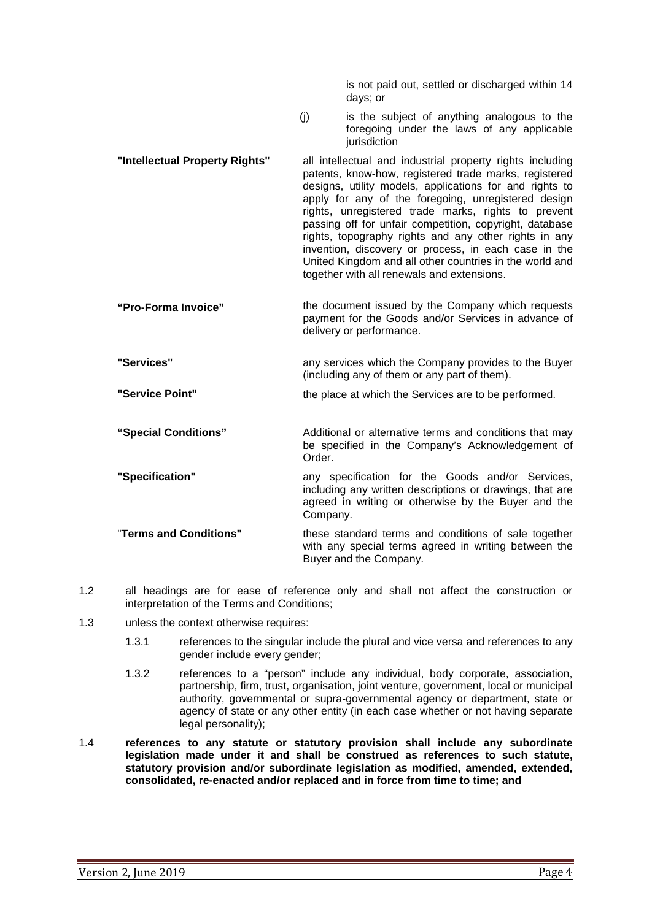is not paid out, settled or discharged within 14 days; or

(j) is the subject of anything analogous to the foregoing under the laws of any applicable jurisdiction

| | |
|---|---|
| **"Intellectual Property Rights"** | all intellectual and industrial property rights including patents, know-how, registered trade marks, registered designs, utility models, applications for and rights to apply for any of the foregoing, unregistered design rights, unregistered trade marks, rights to prevent passing off for unfair competition, copyright, database rights, topography rights and any other rights in any invention, discovery or process, in each case in the United Kingdom and all other countries in the world and together with all renewals and extensions. |
| **"Pro-Forma Invoice"** | the document issued by the Company which requests payment for the Goods and/or Services in advance of delivery or performance. |
| **"Services"** | any services which the Company provides to the Buyer (including any of them or any part of them). |
| **"Service Point"** | the place at which the Services are to be performed. |
| **"Special Conditions"** | Additional or alternative terms and conditions that may be specified in the Company's Acknowledgement of Order. |
| **"Specification"** | any specification for the Goods and/or Services, including any written descriptions or drawings, that are agreed in writing or otherwise by the Buyer and the Company. |
| **"Terms and Conditions"** | these standard terms and conditions of sale together with any special terms agreed in writing between the Buyer and the Company. |

1.2 all headings are for ease of reference only and shall not affect the construction or interpretation of the Terms and Conditions;

1.3 unless the context otherwise requires:

1.3.1 references to the singular include the plural and vice versa and references to any gender include every gender;

1.3.2 references to a "person" include any individual, body corporate, association, partnership, firm, trust, organisation, joint venture, government, local or municipal authority, governmental or supra-governmental agency or department, state or agency of state or any other entity (in each case whether or not having separate legal personality);

1.4 **references to any statute or statutory provision shall include any subordinate legislation made under it and shall be construed as references to such statute, statutory provision and/or subordinate legislation as modified, amended, extended, consolidated, re-enacted and/or replaced and in force from time to time; and**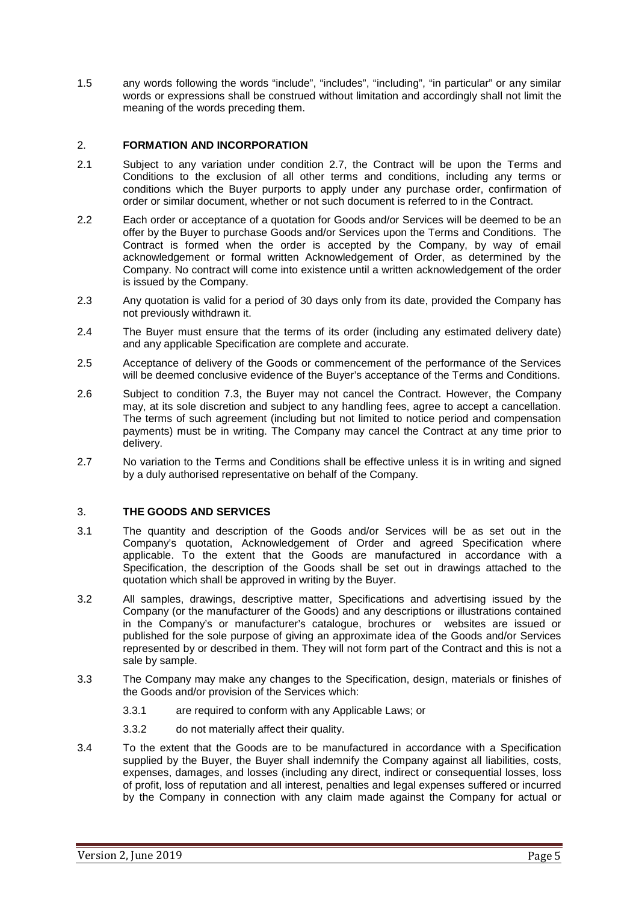1.5 any words following the words "include", "includes", "including", "in particular" or any similar words or expressions shall be construed without limitation and accordingly shall not limit the meaning of the words preceding them.

## 2. FORMATION AND INCORPORATION

2.1 Subject to any variation under condition 2.7, the Contract will be upon the Terms and Conditions to the exclusion of all other terms and conditions, including any terms or conditions which the Buyer purports to apply under any purchase order, confirmation of order or similar document, whether or not such document is referred to in the Contract.

2.2 Each order or acceptance of a quotation for Goods and/or Services will be deemed to be an offer by the Buyer to purchase Goods and/or Services upon the Terms and Conditions. The Contract is formed when the order is accepted by the Company, by way of email acknowledgement or formal written Acknowledgement of Order, as determined by the Company. No contract will come into existence until a written acknowledgement of the order is issued by the Company.

2.3 Any quotation is valid for a period of 30 days only from its date, provided the Company has not previously withdrawn it.

2.4 The Buyer must ensure that the terms of its order (including any estimated delivery date) and any applicable Specification are complete and accurate.

2.5 Acceptance of delivery of the Goods or commencement of the performance of the Services will be deemed conclusive evidence of the Buyer's acceptance of the Terms and Conditions.

2.6 Subject to condition 7.3, the Buyer may not cancel the Contract. However, the Company may, at its sole discretion and subject to any handling fees, agree to accept a cancellation. The terms of such agreement (including but not limited to notice period and compensation payments) must be in writing. The Company may cancel the Contract at any time prior to delivery.

2.7 No variation to the Terms and Conditions shall be effective unless it is in writing and signed by a duly authorised representative on behalf of the Company.

## 3. THE GOODS AND SERVICES

3.1 The quantity and description of the Goods and/or Services will be as set out in the Company's quotation, Acknowledgement of Order and agreed Specification where applicable. To the extent that the Goods are manufactured in accordance with a Specification, the description of the Goods shall be set out in drawings attached to the quotation which shall be approved in writing by the Buyer.

3.2 All samples, drawings, descriptive matter, Specifications and advertising issued by the Company (or the manufacturer of the Goods) and any descriptions or illustrations contained in the Company's or manufacturer's catalogue, brochures or websites are issued or published for the sole purpose of giving an approximate idea of the Goods and/or Services represented by or described in them. They will not form part of the Contract and this is not a sale by sample.

3.3 The Company may make any changes to the Specification, design, materials or finishes of the Goods and/or provision of the Services which:

3.3.1 are required to conform with any Applicable Laws; or

3.3.2 do not materially affect their quality.

3.4 To the extent that the Goods are to be manufactured in accordance with a Specification supplied by the Buyer, the Buyer shall indemnify the Company against all liabilities, costs, expenses, damages, and losses (including any direct, indirect or consequential losses, loss of profit, loss of reputation and all interest, penalties and legal expenses suffered or incurred by the Company in connection with any claim made against the Company for actual or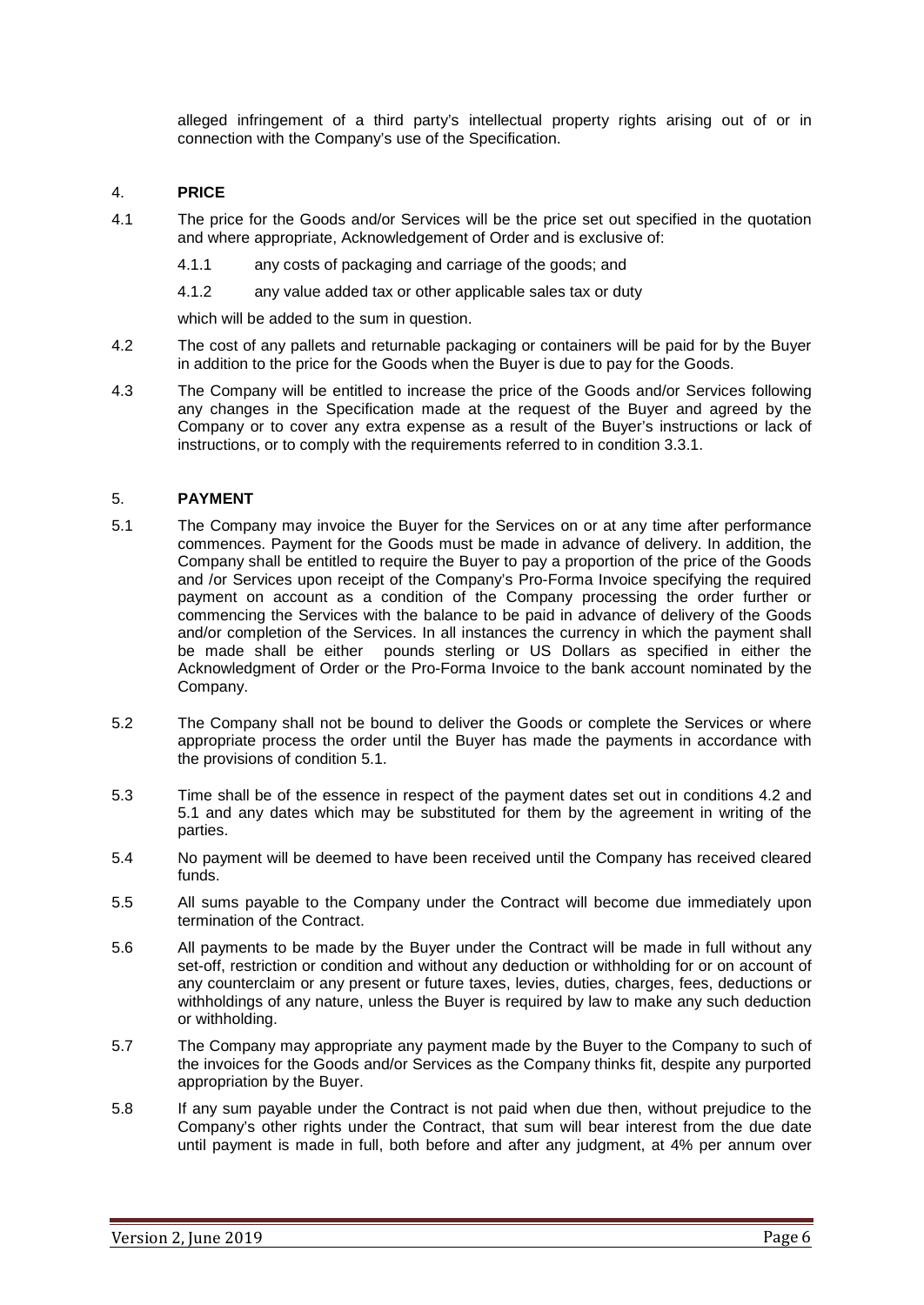alleged infringement of a third party's intellectual property rights arising out of or in connection with the Company's use of the Specification.

## 4. PRICE

4.1 The price for the Goods and/or Services will be the price set out specified in the quotation and where appropriate, Acknowledgement of Order and is exclusive of:

4.1.1 any costs of packaging and carriage of the goods; and

4.1.2 any value added tax or other applicable sales tax or duty

which will be added to the sum in question.

4.2 The cost of any pallets and returnable packaging or containers will be paid for by the Buyer in addition to the price for the Goods when the Buyer is due to pay for the Goods.

4.3 The Company will be entitled to increase the price of the Goods and/or Services following any changes in the Specification made at the request of the Buyer and agreed by the Company or to cover any extra expense as a result of the Buyer's instructions or lack of instructions, or to comply with the requirements referred to in condition 3.3.1.

## 5. PAYMENT

5.1 The Company may invoice the Buyer for the Services on or at any time after performance commences. Payment for the Goods must be made in advance of delivery. In addition, the Company shall be entitled to require the Buyer to pay a proportion of the price of the Goods and /or Services upon receipt of the Company's Pro-Forma Invoice specifying the required payment on account as a condition of the Company processing the order further or commencing the Services with the balance to be paid in advance of delivery of the Goods and/or completion of the Services. In all instances the currency in which the payment shall be made shall be either pounds sterling or US Dollars as specified in either the Acknowledgment of Order or the Pro-Forma Invoice to the bank account nominated by the Company.

5.2 The Company shall not be bound to deliver the Goods or complete the Services or where appropriate process the order until the Buyer has made the payments in accordance with the provisions of condition 5.1.

5.3 Time shall be of the essence in respect of the payment dates set out in conditions 4.2 and 5.1 and any dates which may be substituted for them by the agreement in writing of the parties.

5.4 No payment will be deemed to have been received until the Company has received cleared funds.

5.5 All sums payable to the Company under the Contract will become due immediately upon termination of the Contract.

5.6 All payments to be made by the Buyer under the Contract will be made in full without any set-off, restriction or condition and without any deduction or withholding for or on account of any counterclaim or any present or future taxes, levies, duties, charges, fees, deductions or withholdings of any nature, unless the Buyer is required by law to make any such deduction or withholding.

5.7 The Company may appropriate any payment made by the Buyer to the Company to such of the invoices for the Goods and/or Services as the Company thinks fit, despite any purported appropriation by the Buyer.

5.8 If any sum payable under the Contract is not paid when due then, without prejudice to the Company's other rights under the Contract, that sum will bear interest from the due date until payment is made in full, both before and after any judgment, at 4% per annum over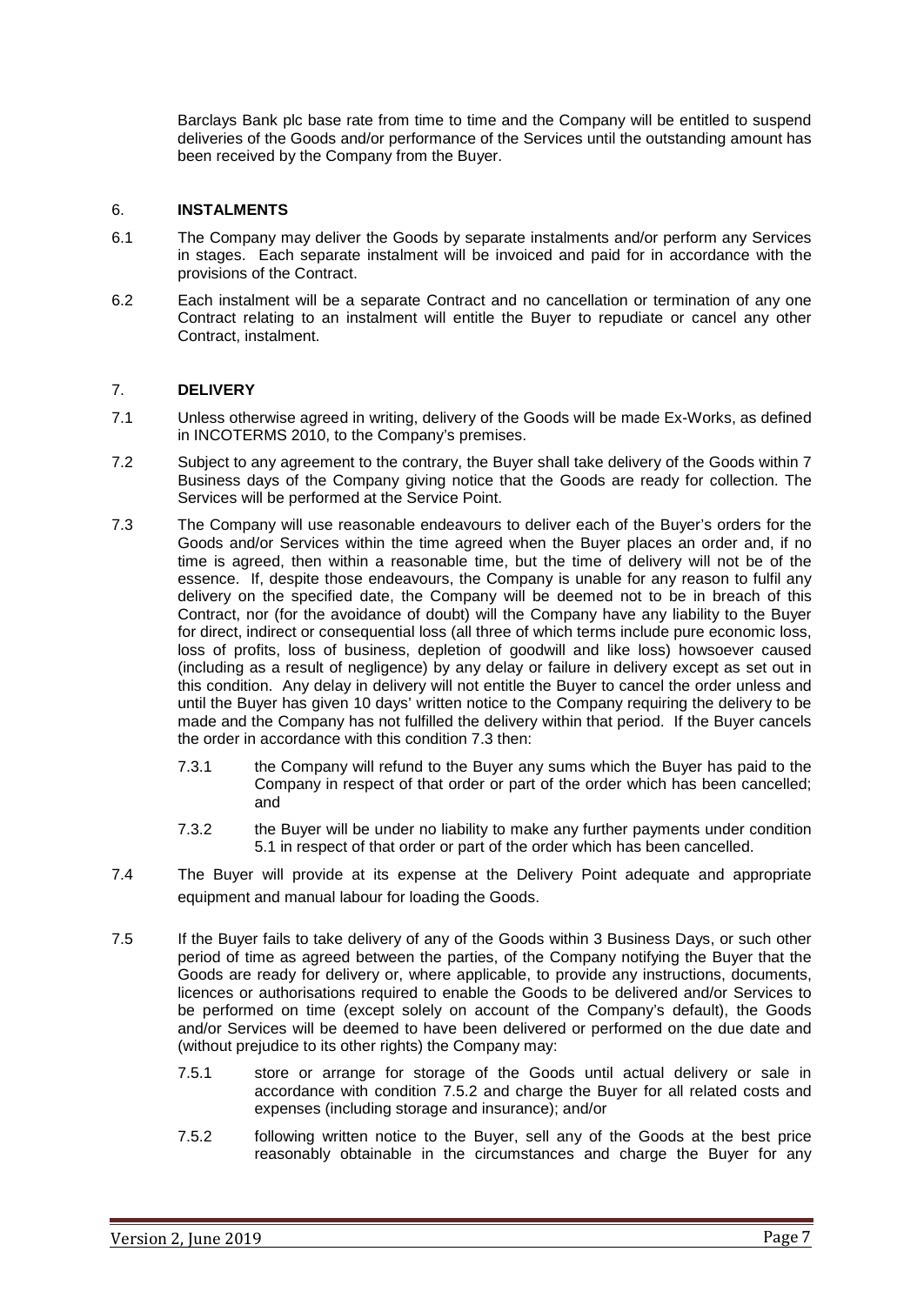Barclays Bank plc base rate from time to time and the Company will be entitled to suspend deliveries of the Goods and/or performance of the Services until the outstanding amount has been received by the Company from the Buyer.

## 6. INSTALMENTS

6.1 The Company may deliver the Goods by separate instalments and/or perform any Services in stages. Each separate instalment will be invoiced and paid for in accordance with the provisions of the Contract.

6.2 Each instalment will be a separate Contract and no cancellation or termination of any one Contract relating to an instalment will entitle the Buyer to repudiate or cancel any other Contract, instalment.

## 7. DELIVERY

7.1 Unless otherwise agreed in writing, delivery of the Goods will be made Ex-Works, as defined in INCOTERMS 2010, to the Company's premises.

7.2 Subject to any agreement to the contrary, the Buyer shall take delivery of the Goods within 7 Business days of the Company giving notice that the Goods are ready for collection. The Services will be performed at the Service Point.

7.3 The Company will use reasonable endeavours to deliver each of the Buyer's orders for the Goods and/or Services within the time agreed when the Buyer places an order and, if no time is agreed, then within a reasonable time, but the time of delivery will not be of the essence. If, despite those endeavours, the Company is unable for any reason to fulfil any delivery on the specified date, the Company will be deemed not to be in breach of this Contract, nor (for the avoidance of doubt) will the Company have any liability to the Buyer for direct, indirect or consequential loss (all three of which terms include pure economic loss, loss of profits, loss of business, depletion of goodwill and like loss) howsoever caused (including as a result of negligence) by any delay or failure in delivery except as set out in this condition. Any delay in delivery will not entitle the Buyer to cancel the order unless and until the Buyer has given 10 days' written notice to the Company requiring the delivery to be made and the Company has not fulfilled the delivery within that period. If the Buyer cancels the order in accordance with this condition 7.3 then:

7.3.1 the Company will refund to the Buyer any sums which the Buyer has paid to the Company in respect of that order or part of the order which has been cancelled; and

7.3.2 the Buyer will be under no liability to make any further payments under condition 5.1 in respect of that order or part of the order which has been cancelled.

7.4 The Buyer will provide at its expense at the Delivery Point adequate and appropriate equipment and manual labour for loading the Goods.

7.5 If the Buyer fails to take delivery of any of the Goods within 3 Business Days, or such other period of time as agreed between the parties, of the Company notifying the Buyer that the Goods are ready for delivery or, where applicable, to provide any instructions, documents, licences or authorisations required to enable the Goods to be delivered and/or Services to be performed on time (except solely on account of the Company's default), the Goods and/or Services will be deemed to have been delivered or performed on the due date and (without prejudice to its other rights) the Company may:

7.5.1 store or arrange for storage of the Goods until actual delivery or sale in accordance with condition 7.5.2 and charge the Buyer for all related costs and expenses (including storage and insurance); and/or

7.5.2 following written notice to the Buyer, sell any of the Goods at the best price reasonably obtainable in the circumstances and charge the Buyer for any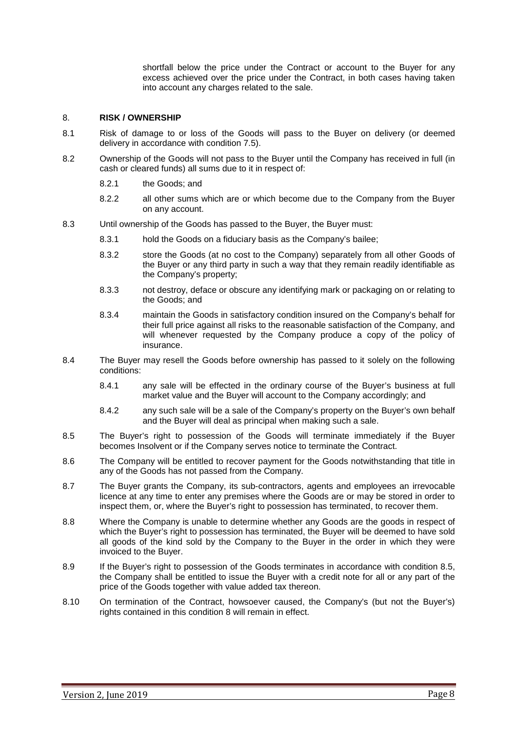shortfall below the price under the Contract or account to the Buyer for any excess achieved over the price under the Contract, in both cases having taken into account any charges related to the sale.

## 8. RISK / OWNERSHIP

8.1 Risk of damage to or loss of the Goods will pass to the Buyer on delivery (or deemed delivery in accordance with condition 7.5).

8.2 Ownership of the Goods will not pass to the Buyer until the Company has received in full (in cash or cleared funds) all sums due to it in respect of:

8.2.1 the Goods; and

8.2.2 all other sums which are or which become due to the Company from the Buyer on any account.

8.3 Until ownership of the Goods has passed to the Buyer, the Buyer must:

8.3.1 hold the Goods on a fiduciary basis as the Company's bailee;

8.3.2 store the Goods (at no cost to the Company) separately from all other Goods of the Buyer or any third party in such a way that they remain readily identifiable as the Company's property;

8.3.3 not destroy, deface or obscure any identifying mark or packaging on or relating to the Goods; and

8.3.4 maintain the Goods in satisfactory condition insured on the Company's behalf for their full price against all risks to the reasonable satisfaction of the Company, and will whenever requested by the Company produce a copy of the policy of insurance.

8.4 The Buyer may resell the Goods before ownership has passed to it solely on the following conditions:

8.4.1 any sale will be effected in the ordinary course of the Buyer's business at full market value and the Buyer will account to the Company accordingly; and

8.4.2 any such sale will be a sale of the Company's property on the Buyer's own behalf and the Buyer will deal as principal when making such a sale.

8.5 The Buyer's right to possession of the Goods will terminate immediately if the Buyer becomes Insolvent or if the Company serves notice to terminate the Contract.

8.6 The Company will be entitled to recover payment for the Goods notwithstanding that title in any of the Goods has not passed from the Company.

8.7 The Buyer grants the Company, its sub-contractors, agents and employees an irrevocable licence at any time to enter any premises where the Goods are or may be stored in order to inspect them, or, where the Buyer's right to possession has terminated, to recover them.

8.8 Where the Company is unable to determine whether any Goods are the goods in respect of which the Buyer's right to possession has terminated, the Buyer will be deemed to have sold all goods of the kind sold by the Company to the Buyer in the order in which they were invoiced to the Buyer.

8.9 If the Buyer's right to possession of the Goods terminates in accordance with condition 8.5, the Company shall be entitled to issue the Buyer with a credit note for all or any part of the price of the Goods together with value added tax thereon.

8.10 On termination of the Contract, howsoever caused, the Company's (but not the Buyer's) rights contained in this condition 8 will remain in effect.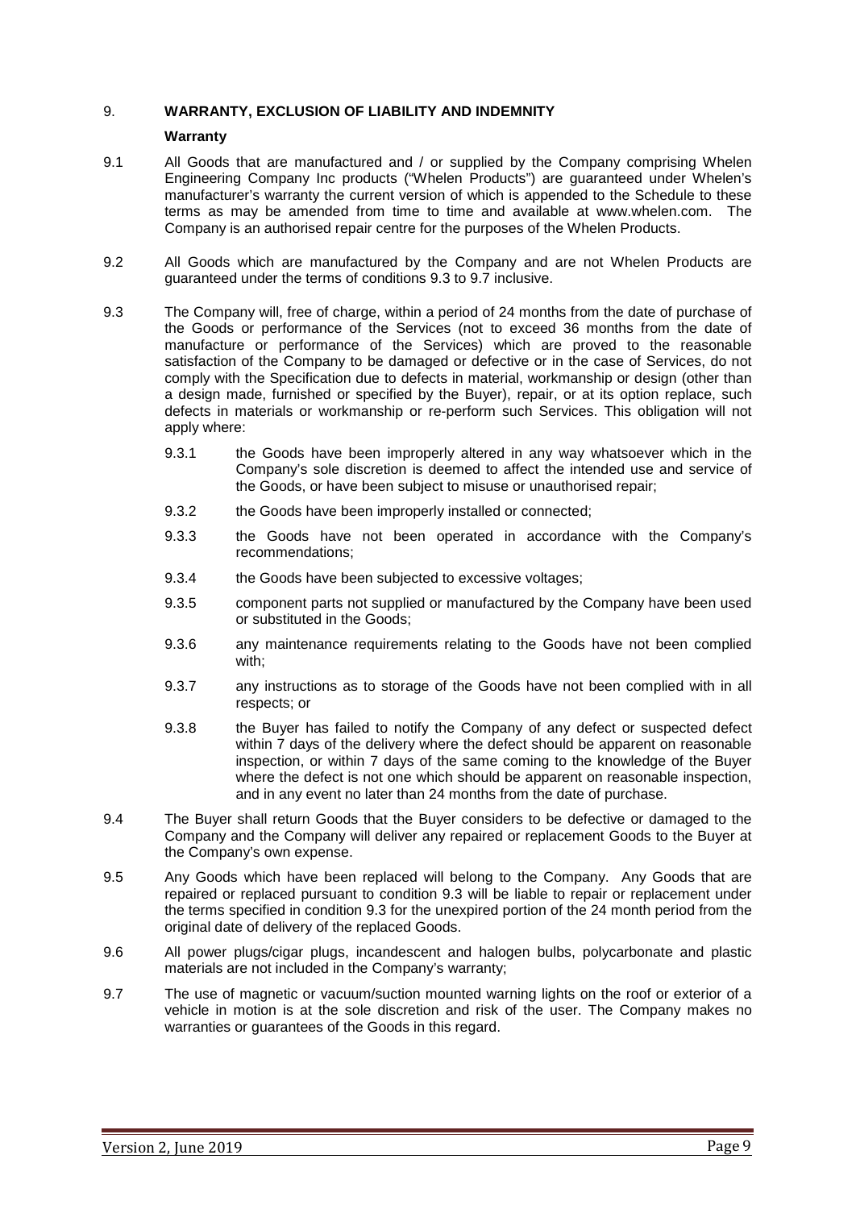## 9. WARRANTY, EXCLUSION OF LIABILITY AND INDEMNITY

### Warranty

9.1 All Goods that are manufactured and / or supplied by the Company comprising Whelen Engineering Company Inc products ("Whelen Products") are guaranteed under Whelen's manufacturer's warranty the current version of which is appended to the Schedule to these terms as may be amended from time to time and available at www.whelen.com. The Company is an authorised repair centre for the purposes of the Whelen Products.

9.2 All Goods which are manufactured by the Company and are not Whelen Products are guaranteed under the terms of conditions 9.3 to 9.7 inclusive.

9.3 The Company will, free of charge, within a period of 24 months from the date of purchase of the Goods or performance of the Services (not to exceed 36 months from the date of manufacture or performance of the Services) which are proved to the reasonable satisfaction of the Company to be damaged or defective or in the case of Services, do not comply with the Specification due to defects in material, workmanship or design (other than a design made, furnished or specified by the Buyer), repair, or at its option replace, such defects in materials or workmanship or re-perform such Services. This obligation will not apply where:

- 9.3.1 the Goods have been improperly altered in any way whatsoever which in the Company's sole discretion is deemed to affect the intended use and service of the Goods, or have been subject to misuse or unauthorised repair;
- 9.3.2 the Goods have been improperly installed or connected;
- 9.3.3 the Goods have not been operated in accordance with the Company's recommendations;
- 9.3.4 the Goods have been subjected to excessive voltages;
- 9.3.5 component parts not supplied or manufactured by the Company have been used or substituted in the Goods;
- 9.3.6 any maintenance requirements relating to the Goods have not been complied with;
- 9.3.7 any instructions as to storage of the Goods have not been complied with in all respects; or
- 9.3.8 the Buyer has failed to notify the Company of any defect or suspected defect within 7 days of the delivery where the defect should be apparent on reasonable inspection, or within 7 days of the same coming to the knowledge of the Buyer where the defect is not one which should be apparent on reasonable inspection, and in any event no later than 24 months from the date of purchase.

9.4 The Buyer shall return Goods that the Buyer considers to be defective or damaged to the Company and the Company will deliver any repaired or replacement Goods to the Buyer at the Company's own expense.

9.5 Any Goods which have been replaced will belong to the Company. Any Goods that are repaired or replaced pursuant to condition 9.3 will be liable to repair or replacement under the terms specified in condition 9.3 for the unexpired portion of the 24 month period from the original date of delivery of the replaced Goods.

9.6 All power plugs/cigar plugs, incandescent and halogen bulbs, polycarbonate and plastic materials are not included in the Company's warranty;

9.7 The use of magnetic or vacuum/suction mounted warning lights on the roof or exterior of a vehicle in motion is at the sole discretion and risk of the user. The Company makes no warranties or guarantees of the Goods in this regard.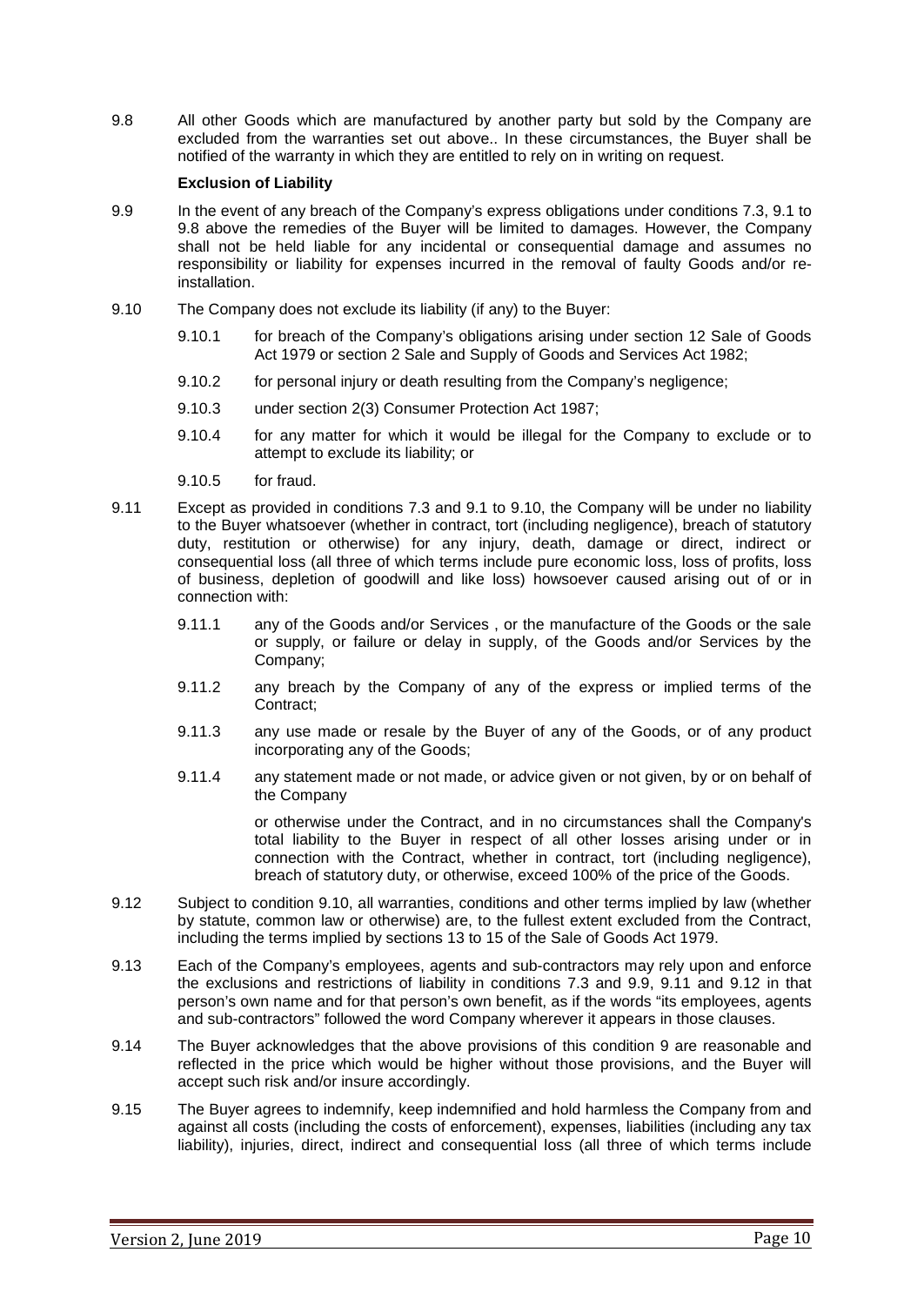9.8 All other Goods which are manufactured by another party but sold by the Company are excluded from the warranties set out above.. In these circumstances, the Buyer shall be notified of the warranty in which they are entitled to rely on in writing on request.

**Exclusion of Liability**

9.9 In the event of any breach of the Company's express obligations under conditions 7.3, 9.1 to 9.8 above the remedies of the Buyer will be limited to damages. However, the Company shall not be held liable for any incidental or consequential damage and assumes no responsibility or liability for expenses incurred in the removal of faulty Goods and/or re-installation.

9.10 The Company does not exclude its liability (if any) to the Buyer:

9.10.1 for breach of the Company's obligations arising under section 12 Sale of Goods Act 1979 or section 2 Sale and Supply of Goods and Services Act 1982;

9.10.2 for personal injury or death resulting from the Company's negligence;

9.10.3 under section 2(3) Consumer Protection Act 1987;

9.10.4 for any matter for which it would be illegal for the Company to exclude or to attempt to exclude its liability; or

9.10.5 for fraud.

9.11 Except as provided in conditions 7.3 and 9.1 to 9.10, the Company will be under no liability to the Buyer whatsoever (whether in contract, tort (including negligence), breach of statutory duty, restitution or otherwise) for any injury, death, damage or direct, indirect or consequential loss (all three of which terms include pure economic loss, loss of profits, loss of business, depletion of goodwill and like loss) howsoever caused arising out of or in connection with:

9.11.1 any of the Goods and/or Services , or the manufacture of the Goods or the sale or supply, or failure or delay in supply, of the Goods and/or Services by the Company;

9.11.2 any breach by the Company of any of the express or implied terms of the Contract;

9.11.3 any use made or resale by the Buyer of any of the Goods, or of any product incorporating any of the Goods;

9.11.4 any statement made or not made, or advice given or not given, by or on behalf of the Company

or otherwise under the Contract, and in no circumstances shall the Company's total liability to the Buyer in respect of all other losses arising under or in connection with the Contract, whether in contract, tort (including negligence), breach of statutory duty, or otherwise, exceed 100% of the price of the Goods.

9.12 Subject to condition 9.10, all warranties, conditions and other terms implied by law (whether by statute, common law or otherwise) are, to the fullest extent excluded from the Contract, including the terms implied by sections 13 to 15 of the Sale of Goods Act 1979.

9.13 Each of the Company's employees, agents and sub-contractors may rely upon and enforce the exclusions and restrictions of liability in conditions 7.3 and 9.9, 9.11 and 9.12 in that person's own name and for that person's own benefit, as if the words "its employees, agents and sub-contractors" followed the word Company wherever it appears in those clauses.

9.14 The Buyer acknowledges that the above provisions of this condition 9 are reasonable and reflected in the price which would be higher without those provisions, and the Buyer will accept such risk and/or insure accordingly.

9.15 The Buyer agrees to indemnify, keep indemnified and hold harmless the Company from and against all costs (including the costs of enforcement), expenses, liabilities (including any tax liability), injuries, direct, indirect and consequential loss (all three of which terms include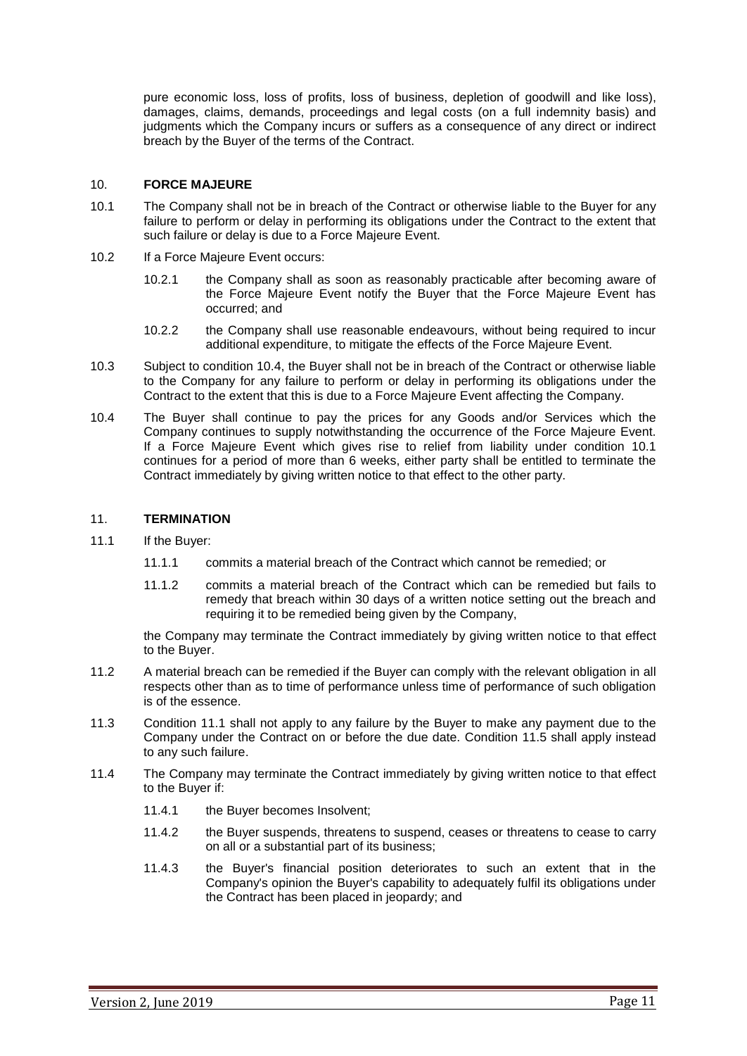pure economic loss, loss of profits, loss of business, depletion of goodwill and like loss), damages, claims, demands, proceedings and legal costs (on a full indemnity basis) and judgments which the Company incurs or suffers as a consequence of any direct or indirect breach by the Buyer of the terms of the Contract.

## 10. FORCE MAJEURE

10.1 The Company shall not be in breach of the Contract or otherwise liable to the Buyer for any failure to perform or delay in performing its obligations under the Contract to the extent that such failure or delay is due to a Force Majeure Event.

10.2 If a Force Majeure Event occurs:

- 10.2.1 the Company shall as soon as reasonably practicable after becoming aware of the Force Majeure Event notify the Buyer that the Force Majeure Event has occurred; and
- 10.2.2 the Company shall use reasonable endeavours, without being required to incur additional expenditure, to mitigate the effects of the Force Majeure Event.

10.3 Subject to condition 10.4, the Buyer shall not be in breach of the Contract or otherwise liable to the Company for any failure to perform or delay in performing its obligations under the Contract to the extent that this is due to a Force Majeure Event affecting the Company.

10.4 The Buyer shall continue to pay the prices for any Goods and/or Services which the Company continues to supply notwithstanding the occurrence of the Force Majeure Event. If a Force Majeure Event which gives rise to relief from liability under condition 10.1 continues for a period of more than 6 weeks, either party shall be entitled to terminate the Contract immediately by giving written notice to that effect to the other party.

## 11. TERMINATION

11.1 If the Buyer:

- 11.1.1 commits a material breach of the Contract which cannot be remedied; or
- 11.1.2 commits a material breach of the Contract which can be remedied but fails to remedy that breach within 30 days of a written notice setting out the breach and requiring it to be remedied being given by the Company,

the Company may terminate the Contract immediately by giving written notice to that effect to the Buyer.

11.2 A material breach can be remedied if the Buyer can comply with the relevant obligation in all respects other than as to time of performance unless time of performance of such obligation is of the essence.

11.3 Condition 11.1 shall not apply to any failure by the Buyer to make any payment due to the Company under the Contract on or before the due date. Condition 11.5 shall apply instead to any such failure.

11.4 The Company may terminate the Contract immediately by giving written notice to that effect to the Buyer if:

- 11.4.1 the Buyer becomes Insolvent;
- 11.4.2 the Buyer suspends, threatens to suspend, ceases or threatens to cease to carry on all or a substantial part of its business;
- 11.4.3 the Buyer's financial position deteriorates to such an extent that in the Company's opinion the Buyer's capability to adequately fulfil its obligations under the Contract has been placed in jeopardy; and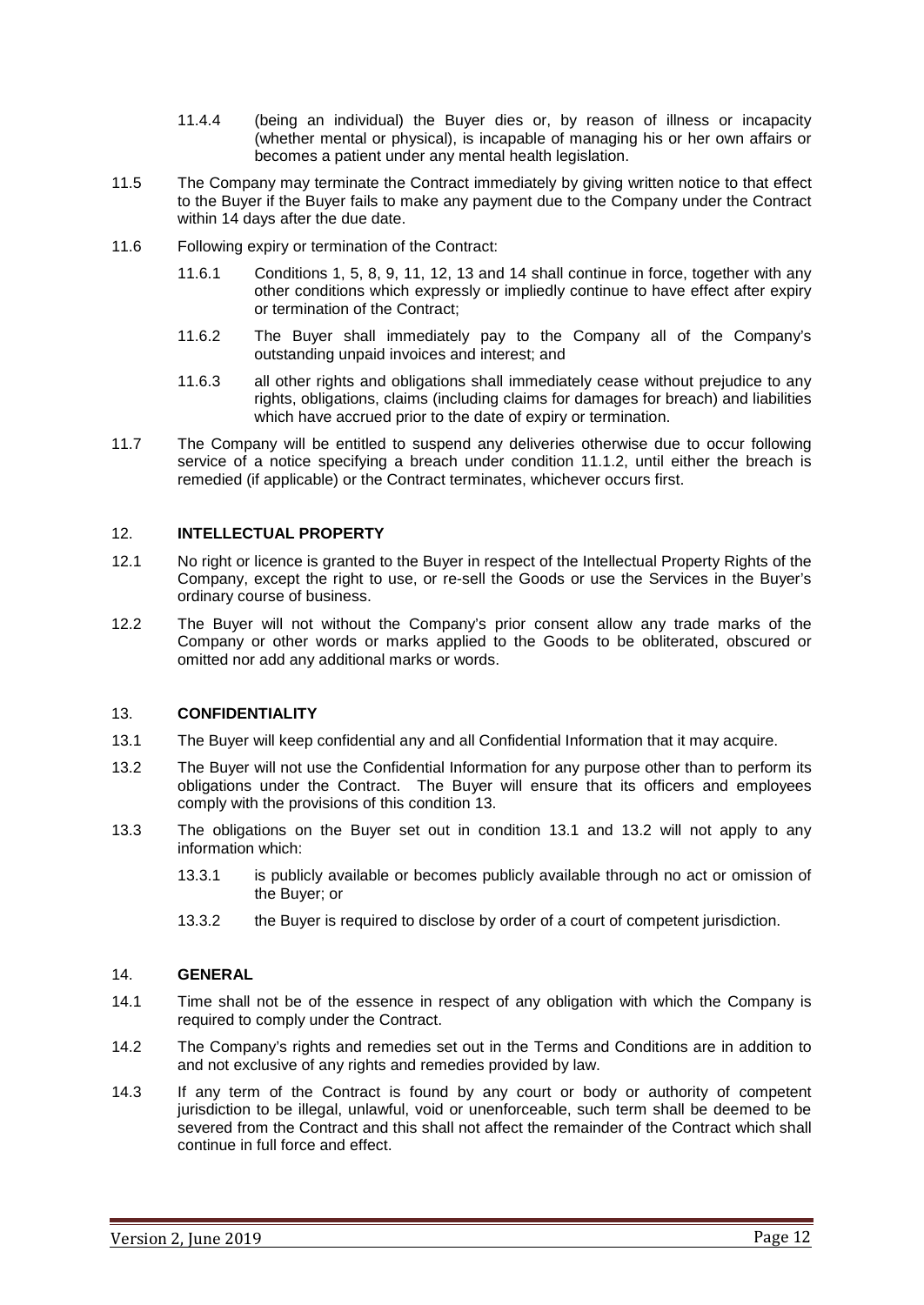11.4.4 (being an individual) the Buyer dies or, by reason of illness or incapacity (whether mental or physical), is incapable of managing his or her own affairs or becomes a patient under any mental health legislation.

11.5 The Company may terminate the Contract immediately by giving written notice to that effect to the Buyer if the Buyer fails to make any payment due to the Company under the Contract within 14 days after the due date.

11.6 Following expiry or termination of the Contract:

11.6.1 Conditions 1, 5, 8, 9, 11, 12, 13 and 14 shall continue in force, together with any other conditions which expressly or impliedly continue to have effect after expiry or termination of the Contract;

11.6.2 The Buyer shall immediately pay to the Company all of the Company's outstanding unpaid invoices and interest; and

11.6.3 all other rights and obligations shall immediately cease without prejudice to any rights, obligations, claims (including claims for damages for breach) and liabilities which have accrued prior to the date of expiry or termination.

11.7 The Company will be entitled to suspend any deliveries otherwise due to occur following service of a notice specifying a breach under condition 11.1.2, until either the breach is remedied (if applicable) or the Contract terminates, whichever occurs first.

## 12. INTELLECTUAL PROPERTY

12.1 No right or licence is granted to the Buyer in respect of the Intellectual Property Rights of the Company, except the right to use, or re-sell the Goods or use the Services in the Buyer's ordinary course of business.

12.2 The Buyer will not without the Company's prior consent allow any trade marks of the Company or other words or marks applied to the Goods to be obliterated, obscured or omitted nor add any additional marks or words.

## 13. CONFIDENTIALITY

13.1 The Buyer will keep confidential any and all Confidential Information that it may acquire.

13.2 The Buyer will not use the Confidential Information for any purpose other than to perform its obligations under the Contract. The Buyer will ensure that its officers and employees comply with the provisions of this condition 13.

13.3 The obligations on the Buyer set out in condition 13.1 and 13.2 will not apply to any information which:

13.3.1 is publicly available or becomes publicly available through no act or omission of the Buyer; or

13.3.2 the Buyer is required to disclose by order of a court of competent jurisdiction.

## 14. GENERAL

14.1 Time shall not be of the essence in respect of any obligation with which the Company is required to comply under the Contract.

14.2 The Company's rights and remedies set out in the Terms and Conditions are in addition to and not exclusive of any rights and remedies provided by law.

14.3 If any term of the Contract is found by any court or body or authority of competent jurisdiction to be illegal, unlawful, void or unenforceable, such term shall be deemed to be severed from the Contract and this shall not affect the remainder of the Contract which shall continue in full force and effect.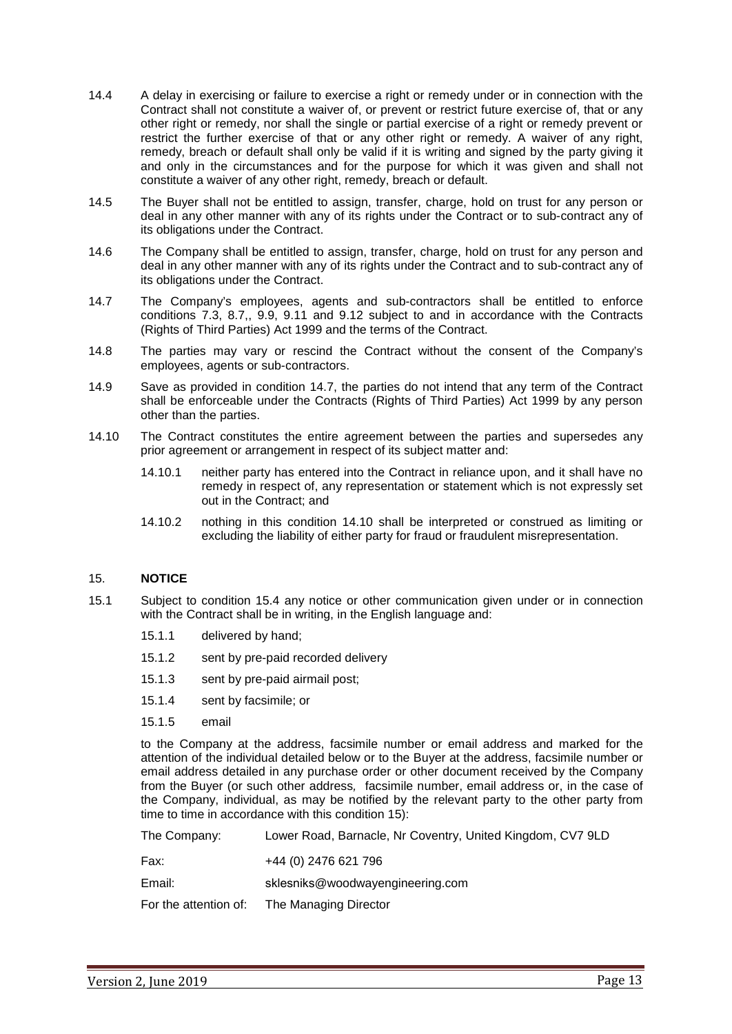14.4 A delay in exercising or failure to exercise a right or remedy under or in connection with the Contract shall not constitute a waiver of, or prevent or restrict future exercise of, that or any other right or remedy, nor shall the single or partial exercise of a right or remedy prevent or restrict the further exercise of that or any other right or remedy. A waiver of any right, remedy, breach or default shall only be valid if it is writing and signed by the party giving it and only in the circumstances and for the purpose for which it was given and shall not constitute a waiver of any other right, remedy, breach or default.

14.5 The Buyer shall not be entitled to assign, transfer, charge, hold on trust for any person or deal in any other manner with any of its rights under the Contract or to sub-contract any of its obligations under the Contract.

14.6 The Company shall be entitled to assign, transfer, charge, hold on trust for any person and deal in any other manner with any of its rights under the Contract and to sub-contract any of its obligations under the Contract.

14.7 The Company's employees, agents and sub-contractors shall be entitled to enforce conditions 7.3, 8.7,, 9.9, 9.11 and 9.12 subject to and in accordance with the Contracts (Rights of Third Parties) Act 1999 and the terms of the Contract.

14.8 The parties may vary or rescind the Contract without the consent of the Company's employees, agents or sub-contractors.

14.9 Save as provided in condition 14.7, the parties do not intend that any term of the Contract shall be enforceable under the Contracts (Rights of Third Parties) Act 1999 by any person other than the parties.

14.10 The Contract constitutes the entire agreement between the parties and supersedes any prior agreement or arrangement in respect of its subject matter and:

- 14.10.1 neither party has entered into the Contract in reliance upon, and it shall have no remedy in respect of, any representation or statement which is not expressly set out in the Contract; and
- 14.10.2 nothing in this condition 14.10 shall be interpreted or construed as limiting or excluding the liability of either party for fraud or fraudulent misrepresentation.

## 15. NOTICE

15.1 Subject to condition 15.4 any notice or other communication given under or in connection with the Contract shall be in writing, in the English language and:

- 15.1.1 delivered by hand;
- 15.1.2 sent by pre-paid recorded delivery
- 15.1.3 sent by pre-paid airmail post;
- 15.1.4 sent by facsimile; or
- 15.1.5 email

to the Company at the address, facsimile number or email address and marked for the attention of the individual detailed below or to the Buyer at the address, facsimile number or email address detailed in any purchase order or other document received by the Company from the Buyer (or such other address, facsimile number, email address or, in the case of the Company, individual, as may be notified by the relevant party to the other party from time to time in accordance with this condition 15):

| | |
|---|---|
| The Company: | Lower Road, Barnacle, Nr Coventry, United Kingdom, CV7 9LD |
| Fax: | +44 (0) 2476 621 796 |
| Email: | sklesniks@woodwayengineering.com |
| For the attention of: | The Managing Director |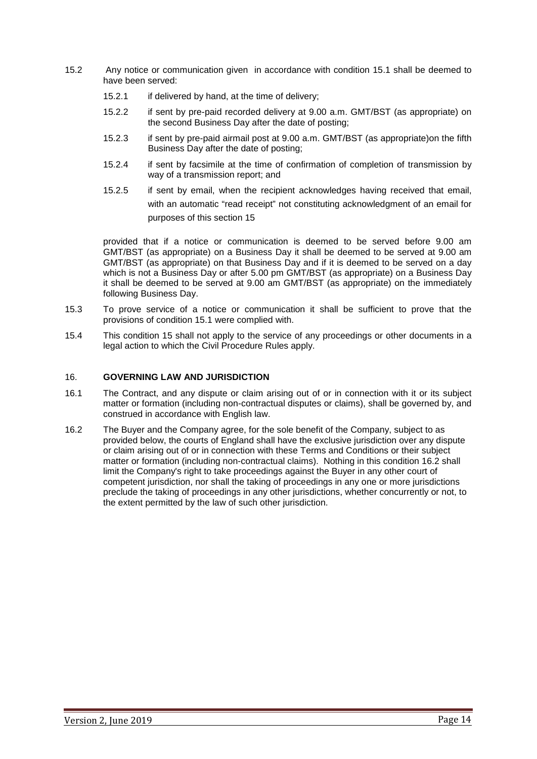15.2 Any notice or communication given in accordance with condition 15.1 shall be deemed to have been served:

15.2.1 if delivered by hand, at the time of delivery;

15.2.2 if sent by pre-paid recorded delivery at 9.00 a.m. GMT/BST (as appropriate) on the second Business Day after the date of posting;

15.2.3 if sent by pre-paid airmail post at 9.00 a.m. GMT/BST (as appropriate)on the fifth Business Day after the date of posting;

15.2.4 if sent by facsimile at the time of confirmation of completion of transmission by way of a transmission report; and

15.2.5 if sent by email, when the recipient acknowledges having received that email, with an automatic "read receipt" not constituting acknowledgment of an email for purposes of this section 15

provided that if a notice or communication is deemed to be served before 9.00 am GMT/BST (as appropriate) on a Business Day it shall be deemed to be served at 9.00 am GMT/BST (as appropriate) on that Business Day and if it is deemed to be served on a day which is not a Business Day or after 5.00 pm GMT/BST (as appropriate) on a Business Day it shall be deemed to be served at 9.00 am GMT/BST (as appropriate) on the immediately following Business Day.

15.3 To prove service of a notice or communication it shall be sufficient to prove that the provisions of condition 15.1 were complied with.

15.4 This condition 15 shall not apply to the service of any proceedings or other documents in a legal action to which the Civil Procedure Rules apply.

## 16. GOVERNING LAW AND JURISDICTION

16.1 The Contract, and any dispute or claim arising out of or in connection with it or its subject matter or formation (including non-contractual disputes or claims), shall be governed by, and construed in accordance with English law.

16.2 The Buyer and the Company agree, for the sole benefit of the Company, subject to as provided below, the courts of England shall have the exclusive jurisdiction over any dispute or claim arising out of or in connection with these Terms and Conditions or their subject matter or formation (including non-contractual claims). Nothing in this condition 16.2 shall limit the Company's right to take proceedings against the Buyer in any other court of competent jurisdiction, nor shall the taking of proceedings in any one or more jurisdictions preclude the taking of proceedings in any other jurisdictions, whether concurrently or not, to the extent permitted by the law of such other jurisdiction.